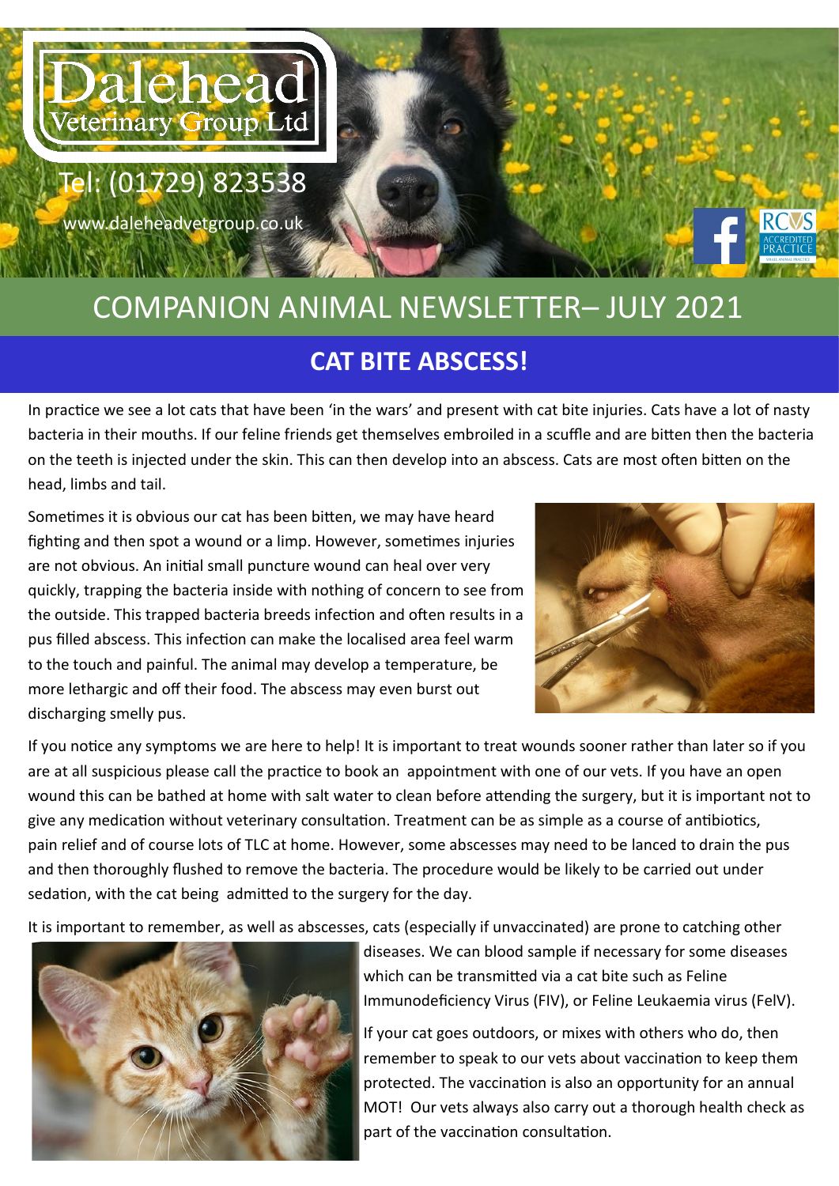Dalehead Veterinary Group Ltd

Tel: (01729) 823538

www.daleheadvetgroup.co.uk

# COMPANION ANIMAL NEWSLETTER– JULY 2021

## CAT BITE ABSCESS!

In practice we see a lot cats that have been 'in the wars' and present with cat bite injuries. Cats have a lot of nasty bacteria in their mouths. If our feline friends get themselves embroiled in a scuffle and are bitten then the bacteria on the teeth is injected under the skin. This can then develop into an abscess. Cats are most often bitten on the head, limbs and tail.

Sometimes it is obvious our cat has been bitten, we may have heard fighting and then spot a wound or a limp. However, sometimes injuries are not obvious. An initial small puncture wound can heal over very quickly, trapping the bacteria inside with nothing of concern to see from the outside. This trapped bacteria breeds infection and often results in a pus filled abscess. This infection can make the localised area feel warm to the touch and painful. The animal may develop a temperature, be more lethargic and off their food. The abscess may even burst out discharging smelly pus.

If you notice any symptoms we are here to help! It is important to treat wounds sooner rather than later so if you are at all suspicious please call the practice to book an appointment with one of our vets. If you have an open wound this can be bathed at home with salt water to clean before attending the surgery, but it is important not to give any medication without veterinary consultation. Treatment can be as simple as a course of antibiotics, pain relief and of course lots of TLC at home. However, some abscesses may need to be lanced to drain the pus and then thoroughly flushed to remove the bacteria. The procedure would be likely to be carried out under sedation, with the cat being admitted to the surgery for the day.

It is important to remember, as well as abscesses, cats (especially if unvaccinated) are prone to catching other diseases. We can blood sample if necessary for some diseases which can be transmitted via a cat bite such as Feline Immunodeficiency Virus (FIV), or Feline Leukaemia virus (FeLV).

If your cat goes outdoors, or mixes with others who do, then remember to speak to our vets about vaccination to keep them protected. The vaccination is also an opportunity for an annual MOT! Our vets always also carry out a thorough health check as part of the vaccination consultation.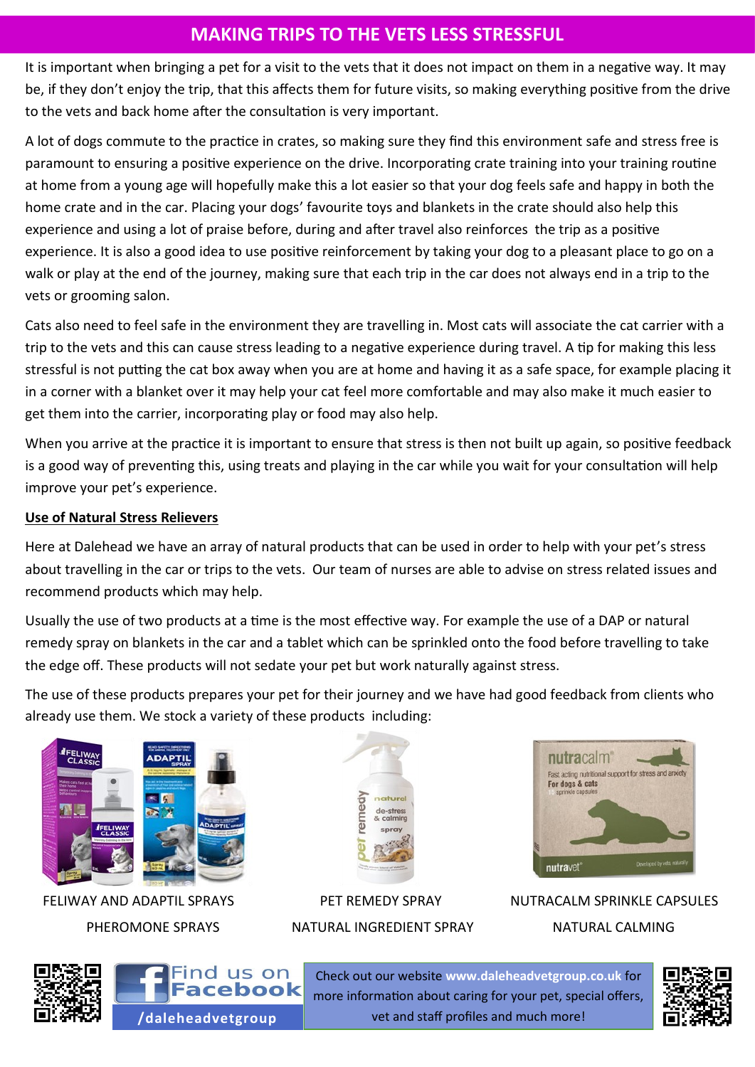## MAKING TRIPS TO THE VETS LESS STRESSFUL

It is important when bringing a pet for a visit to the vets that it does not impact on them in a negative way. It may be, if they don't enjoy the trip, that this affects them for future visits, so making everything positive from the drive to the vets and back home after the consultation is very important.

A lot of dogs commute to the practice in crates, so making sure they find this environment safe and stress free is paramount to ensuring a positive experience on the drive. Incorporating crate training into your training routine at home from a young age will hopefully make this a lot easier so that your dog feels safe and happy in both the home crate and in the car. Placing your dogs' favourite toys and blankets in the crate should also help this experience and using a lot of praise before, during and after travel also reinforces the trip as a positive experience. It is also a good idea to use positive reinforcement by taking your dog to a pleasant place to go on a walk or play at the end of the journey, making sure that each trip in the car does not always end in a trip to the vets or grooming salon.

Cats also need to feel safe in the environment they are travelling in. Most cats will associate the cat carrier with a trip to the vets and this can cause stress leading to a negative experience during travel. A tip for making this less stressful is not putting the cat box away when you are at home and having it as a safe space, for example placing it in a corner with a blanket over it may help your cat feel more comfortable and may also make it much easier to get them into the carrier, incorporating play or food may also help.

When you arrive at the practice it is important to ensure that stress is then not built up again, so positive feedback is a good way of preventing this, using treats and playing in the car while you wait for your consultation will help improve your pet's experience.

**Use of Natural Stress Relievers**

Here at Dalehead we have an array of natural products that can be used in order to help with your pet's stress about travelling in the car or trips to the vets. Our team of nurses are able to advise on stress related issues and recommend products which may help.

Usually the use of two products at a time is the most effective way. For example the use of a DAP or natural remedy spray on blankets in the car and a tablet which can be sprinkled onto the food before travelling to take the edge off. These products will not sedate your pet but work naturally against stress.

The use of these products prepares your pet for their journey and we have had good feedback from clients who already use them. We stock a variety of these products including:

FELIWAY AND ADAPTIL SPRAYS
PHEROMONE SPRAYS

PET REMEDY SPRAY
NATURAL INGREDIENT SPRAY

NUTRACALM SPRINKLE CAPSULES
NATURAL CALMING

Find us on Facebook /daleheadvetgroup

Check out our website **www.daleheadvetgroup.co.uk** for more information about caring for your pet, special offers, vet and staff profiles and much more!